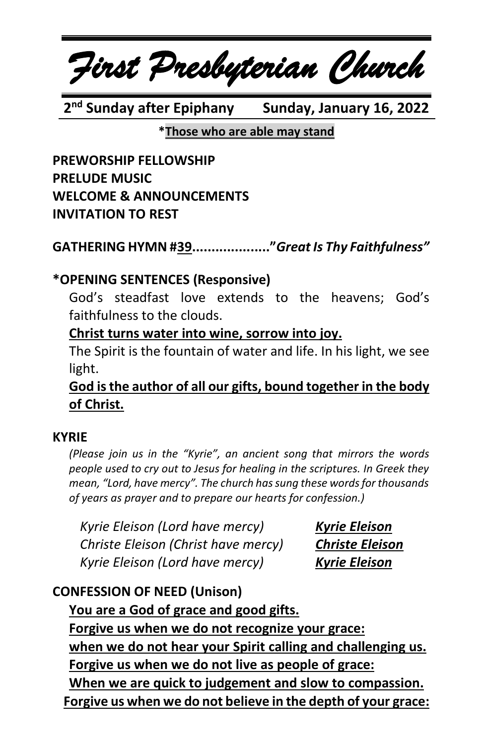# *First Presbyterian Church*

**2nd Sunday after Epiphany** **Sunday, January 16, 2022**

***Those who are able may stand**

**PREWORSHIP FELLOWSHIP**
**PRELUDE MUSIC**
**WELCOME & ANNOUNCEMENTS**
**INVITATION TO REST**

**GATHERING HYMN #39...................."*Great Is Thy Faithfulness"***

**\*OPENING SENTENCES (Responsive)**

God's steadfast love extends to the heavens; God's faithfulness to the clouds.

**Christ turns water into wine, sorrow into joy.**

The Spirit is the fountain of water and life. In his light, we see light.

**God is the author of all our gifts, bound together in the body of Christ.**

**KYRIE**

*(Please join us in the "Kyrie", an ancient song that mirrors the words people used to cry out to Jesus for healing in the scriptures. In Greek they mean, "Lord, have mercy". The church has sung these words for thousands of years as prayer and to prepare our hearts for confession.)*

*Kyrie Eleison (Lord have mercy)* ***Kyrie Eleison***
*Christe Eleison (Christ have mercy)* ***Christe Eleison***
*Kyrie Eleison (Lord have mercy)* ***Kyrie Eleison***

**CONFESSION OF NEED (Unison)**

**You are a God of grace and good gifts.**
**Forgive us when we do not recognize your grace:**
**when we do not hear your Spirit calling and challenging us.**
**Forgive us when we do not live as people of grace:**
**When we are quick to judgement and slow to compassion.**
**Forgive us when we do not believe in the depth of your grace:**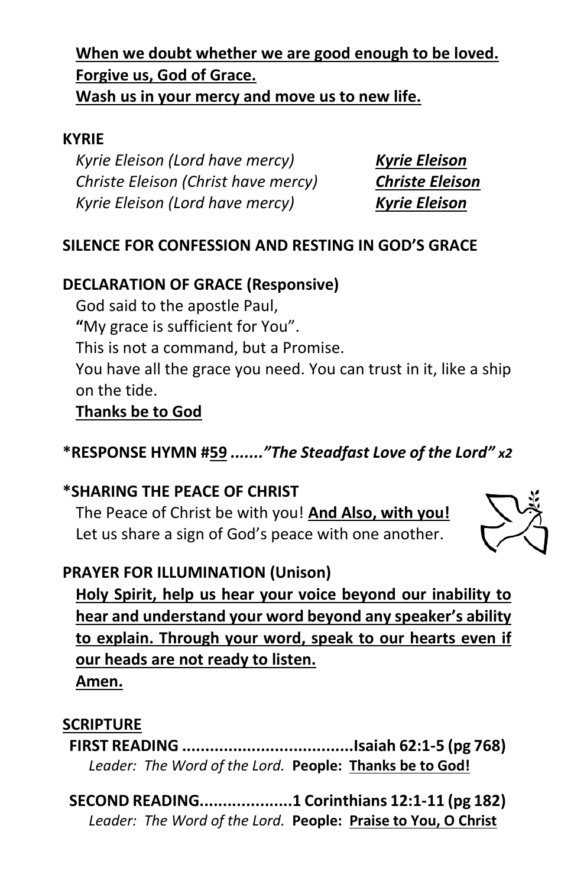**When we doubt whether we are good enough to be loved.**
**Forgive us, God of Grace.**
**Wash us in your mercy and move us to new life.**

**KYRIE**

*Kyrie Eleison (Lord have mercy)* ***Kyrie Eleison***
*Christe Eleison (Christ have mercy)* ***Christe Eleison***
*Kyrie Eleison (Lord have mercy)* ***Kyrie Eleison***

**SILENCE FOR CONFESSION AND RESTING IN GOD'S GRACE**

**DECLARATION OF GRACE (Responsive)**

God said to the apostle Paul,
**"**My grace is sufficient for You".
This is not a command, but a Promise.
You have all the grace you need. You can trust in it, like a ship on the tide.
**Thanks be to God**

**\*RESPONSE HYMN #59 .......*"The Steadfast Love of the Lord" x2***

**\*SHARING THE PEACE OF CHRIST**

The Peace of Christ be with you! **And Also, with you!**
Let us share a sign of God's peace with one another.

**PRAYER FOR ILLUMINATION (Unison)**

**Holy Spirit, help us hear your voice beyond our inability to hear and understand your word beyond any speaker's ability to explain. Through your word, speak to our hearts even if our heads are not ready to listen.**
**Amen.**

**SCRIPTURE**

**FIRST READING ....................................Isaiah 62:1-5 (pg 768)**
*Leader: The Word of the Lord.* **People: Thanks be to God!**

**SECOND READING....................1 Corinthians 12:1-11 (pg 182)**
*Leader: The Word of the Lord.* **People: Praise to You, O Christ**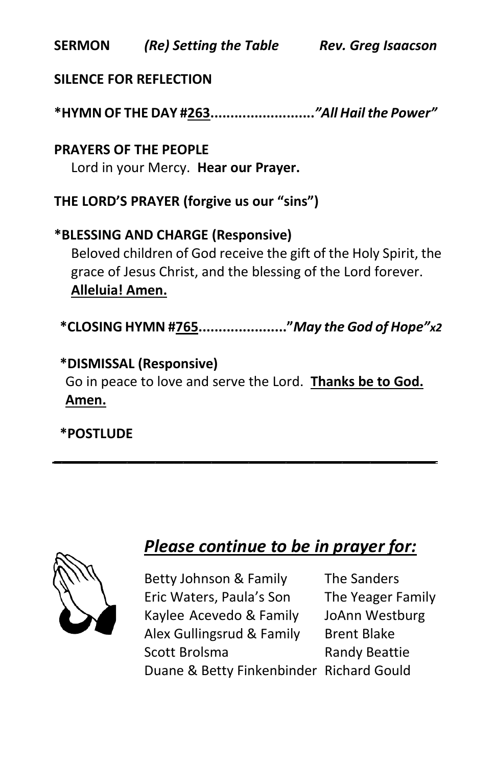**SERMON** *(Re) Setting the Table* ***Rev. Greg Isaacson***

**SILENCE FOR REFLECTION**

**\*HYMN OF THE DAY #<u>263</u>..........................*"All Hail the Power"***

**PRAYERS OF THE PEOPLE**

Lord in your Mercy. **Hear our Prayer.**

**THE LORD'S PRAYER (forgive us our "sins")**

**\*BLESSING AND CHARGE (Responsive)**

Beloved children of God receive the gift of the Holy Spirit, the grace of Jesus Christ, and the blessing of the Lord forever. **<u>Alleluia! Amen.</u>**

**\*CLOSING HYMN #<u>765</u>......................"*May the God of Hope" x2***

**\*DISMISSAL (Responsive)**

Go in peace to love and serve the Lord. **<u>Thanks be to God. Amen.</u>**

**\*POSTLUDE**

---

## ***<u>Please continue to be in prayer for:</u>***

Betty Johnson & Family
Eric Waters, Paula's Son
Kaylee Acevedo & Family
Alex Gullingsrud & Family
Scott Brolsma
Duane & Betty Finkenbinder
The Sanders
The Yeager Family
JoAnn Westburg
Brent Blake
Randy Beattie
Richard Gould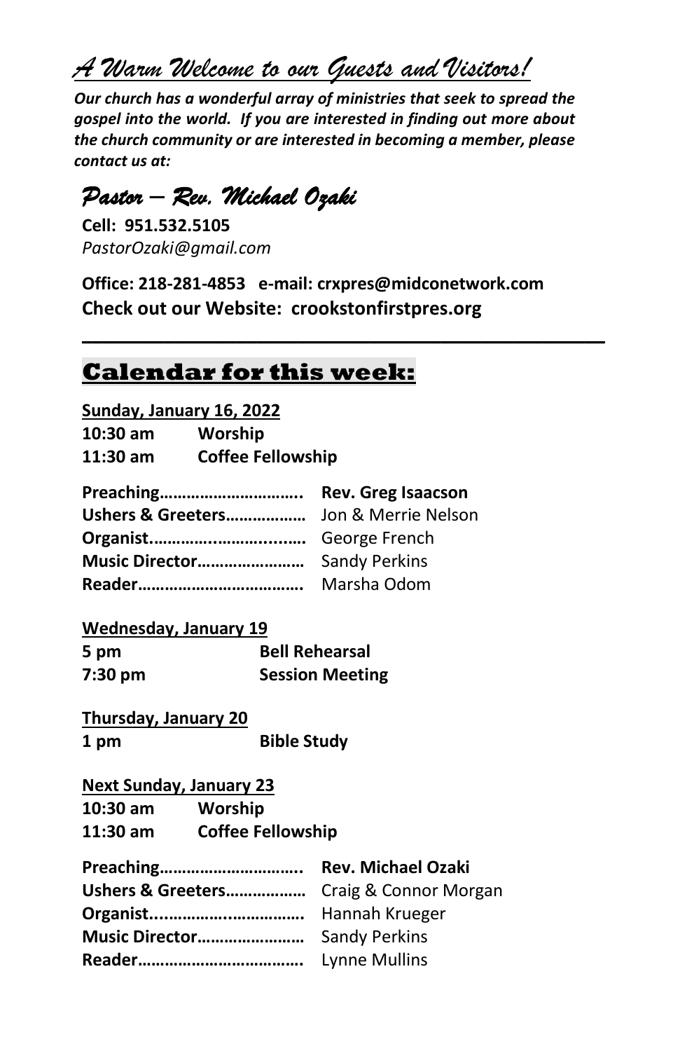# *A Warm Welcome to our Guests and Visitors!*

***Our church has a wonderful array of ministries that seek to spread the gospel into the world. If you are interested in finding out more about the church community or are interested in becoming a member, please contact us at:***

## *Pastor – Rev. Michael Ozaki*

**Cell: 951.532.5105**
*PastorOzaki@gmail.com*

**Office: 218-281-4853 e-mail: crxpres@midconetwork.com**
**Check out our Website: crookstonfirstpres.org**

---

## Calendar for this week:

**Sunday, January 16, 2022**

**10:30 am** **Worship**
**11:30 am** **Coffee Fellowship**

**Preaching…………………………..** **Rev. Greg Isaacson**
**Ushers & Greeters……………..** Jon & Merrie Nelson
**Organist.……………..…………...** George French
**Music Director……………………** Sandy Perkins
**Reader……………………………….** Marsha Odom

**Wednesday, January 19**

**5 pm** **Bell Rehearsal**
**7:30 pm** **Session Meeting**

**Thursday, January 20**

**1 pm** **Bible Study**

**Next Sunday, January 23**

**10:30 am** **Worship**
**11:30 am** **Coffee Fellowship**

**Preaching…………………………..** **Rev. Michael Ozaki**
**Ushers & Greeters……………..** Craig & Connor Morgan
**Organist...............……………….** Hannah Krueger
**Music Director……………………** Sandy Perkins
**Reader……………………………….** Lynne Mullins